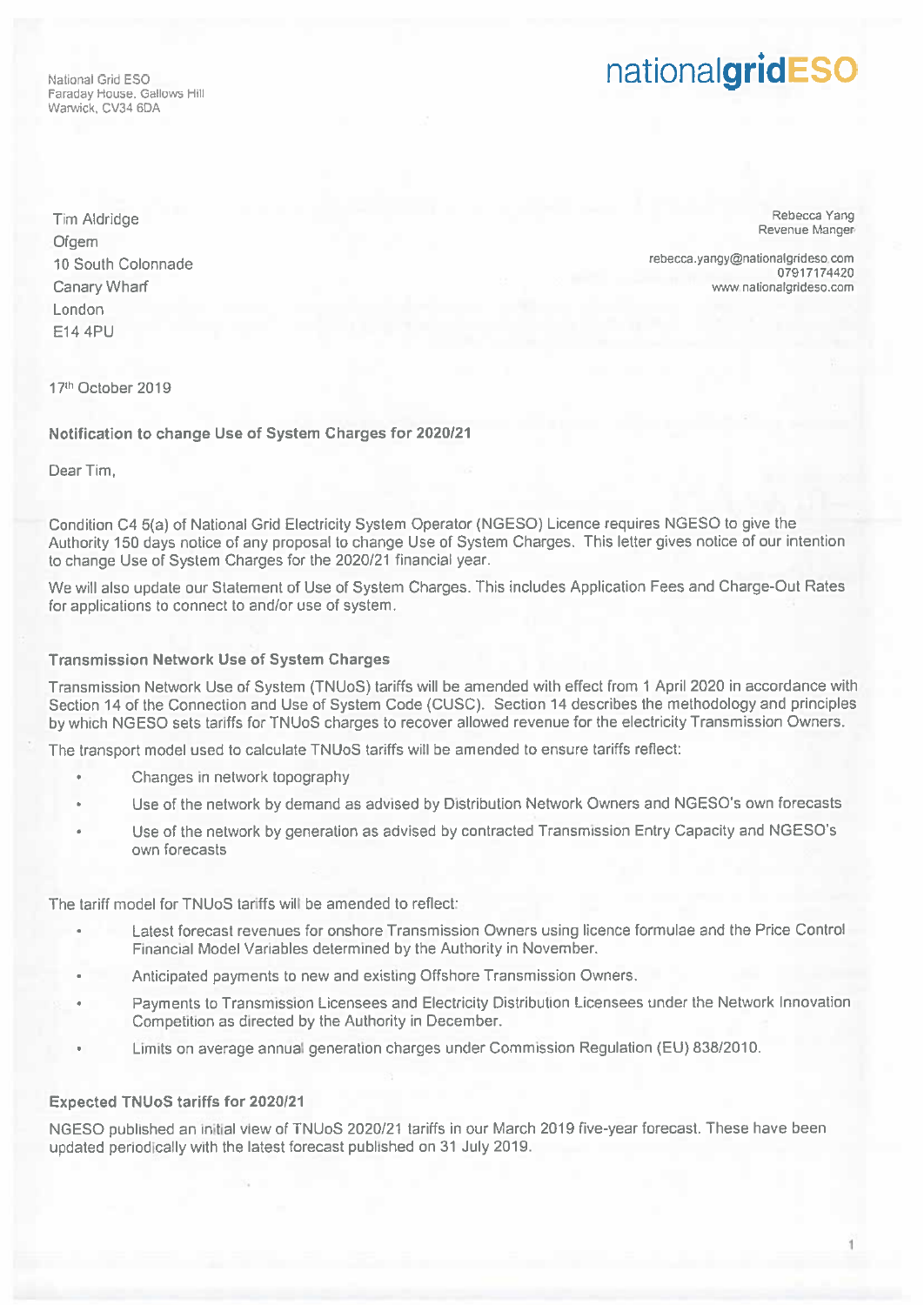National Grid ESO
Faraday House, Gallows Hill
Warwick, CV34 6DA

nationalgridESO

Tim Aldridge
Ofgem
10 South Colonnade
Canary Wharf
London
E14 4PU

Rebecca Yang
Revenue Manger

rebecca.yangy@nationalgrideso.com
07917174420
www.nationalgrideso.com

17th October 2019

**Notification to change Use of System Charges for 2020/21**

Dear Tim,

Condition C4 5(a) of National Grid Electricity System Operator (NGESO) Licence requires NGESO to give the Authority 150 days notice of any proposal to change Use of System Charges. This letter gives notice of our intention to change Use of System Charges for the 2020/21 financial year.

We will also update our Statement of Use of System Charges. This includes Application Fees and Charge-Out Rates for applications to connect to and/or use of system.

**Transmission Network Use of System Charges**

Transmission Network Use of System (TNUoS) tariffs will be amended with effect from 1 April 2020 in accordance with Section 14 of the Connection and Use of System Code (CUSC). Section 14 describes the methodology and principles by which NGESO sets tariffs for TNUoS charges to recover allowed revenue for the electricity Transmission Owners.

The transport model used to calculate TNUoS tariffs will be amended to ensure tariffs reflect:

- Changes in network topography
- Use of the network by demand as advised by Distribution Network Owners and NGESO's own forecasts
- Use of the network by generation as advised by contracted Transmission Entry Capacity and NGESO's own forecasts

The tariff model for TNUoS tariffs will be amended to reflect:

- Latest forecast revenues for onshore Transmission Owners using licence formulae and the Price Control Financial Model Variables determined by the Authority in November.
- Anticipated payments to new and existing Offshore Transmission Owners.
- Payments to Transmission Licensees and Electricity Distribution Licensees under the Network Innovation Competition as directed by the Authority in December.
- Limits on average annual generation charges under Commission Regulation (EU) 838/2010.

**Expected TNUoS tariffs for 2020/21**

NGESO published an initial view of TNUoS 2020/21 tariffs in our March 2019 five-year forecast. These have been updated periodically with the latest forecast published on 31 July 2019.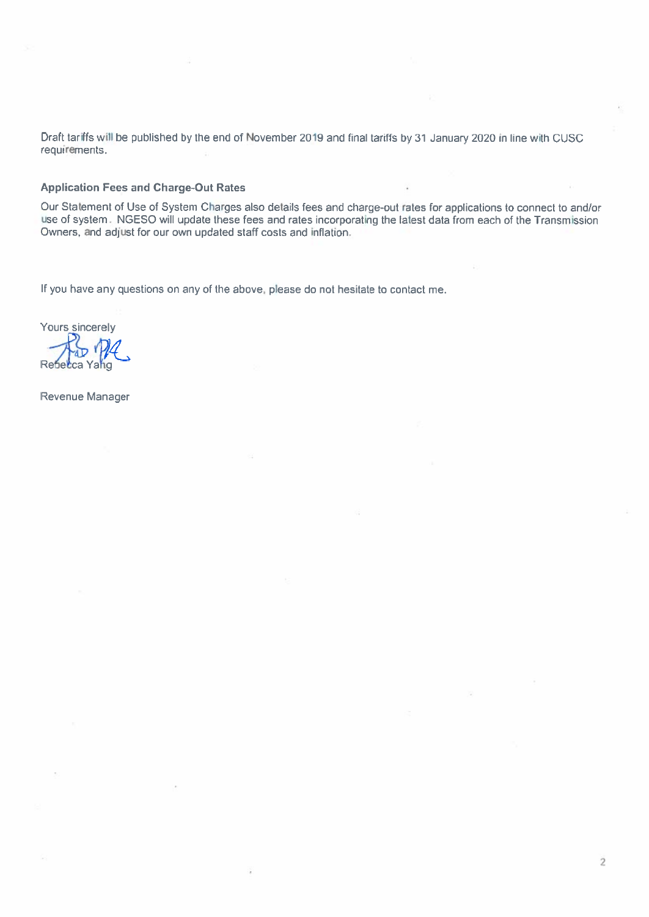Draft tariffs will be published by the end of November 2019 and final tariffs by 31 January 2020 in line with CUSC requirements.

**Application Fees and Charge-Out Rates**

Our Statement of Use of System Charges also details fees and charge-out rates for applications to connect to and/or use of system. NGESO will update these fees and rates incorporating the latest data from each of the Transmission Owners, and adjust for our own updated staff costs and inflation.

If you have any questions on any of the above, please do not hesitate to contact me.

Yours sincerely

Rebecca Yang

Revenue Manager